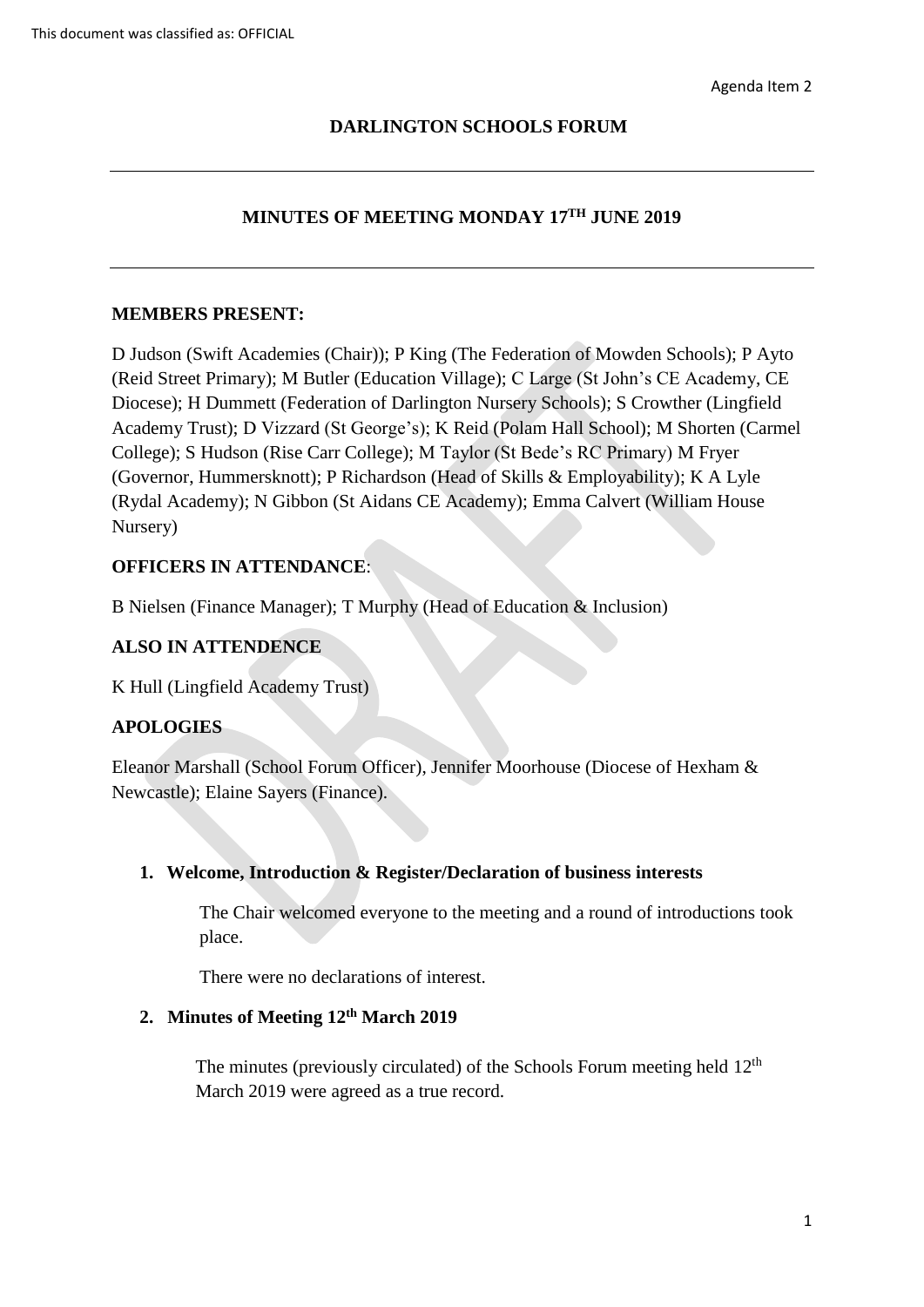This document was classified as: OFFICIAL

Agenda Item 2

# DARLINGTON SCHOOLS FORUM

## MINUTES OF MEETING MONDAY 17TH JUNE 2019

**MEMBERS PRESENT:**

D Judson (Swift Academies (Chair)); P King (The Federation of Mowden Schools); P Ayto (Reid Street Primary); M Butler (Education Village); C Large (St John's CE Academy, CE Diocese); H Dummett (Federation of Darlington Nursery Schools); S Crowther (Lingfield Academy Trust); D Vizzard (St George's); K Reid (Polam Hall School); M Shorten (Carmel College); S Hudson (Rise Carr College); M Taylor (St Bede's RC Primary) M Fryer (Governor, Hummersknott); P Richardson (Head of Skills & Employability); K A Lyle (Rydal Academy); N Gibbon (St Aidans CE Academy); Emma Calvert (William House Nursery)

**OFFICERS IN ATTENDANCE**:

B Nielsen (Finance Manager); T Murphy (Head of Education & Inclusion)

**ALSO IN ATTENDENCE**

K Hull (Lingfield Academy Trust)

**APOLOGIES**

Eleanor Marshall (School Forum Officer), Jennifer Moorhouse (Diocese of Hexham & Newcastle); Elaine Sayers (Finance).

1. **Welcome, Introduction & Register/Declaration of business interests**

   The Chair welcomed everyone to the meeting and a round of introductions took place.

   There were no declarations of interest.

2. **Minutes of Meeting 12th March 2019**

   The minutes (previously circulated) of the Schools Forum meeting held 12th March 2019 were agreed as a true record.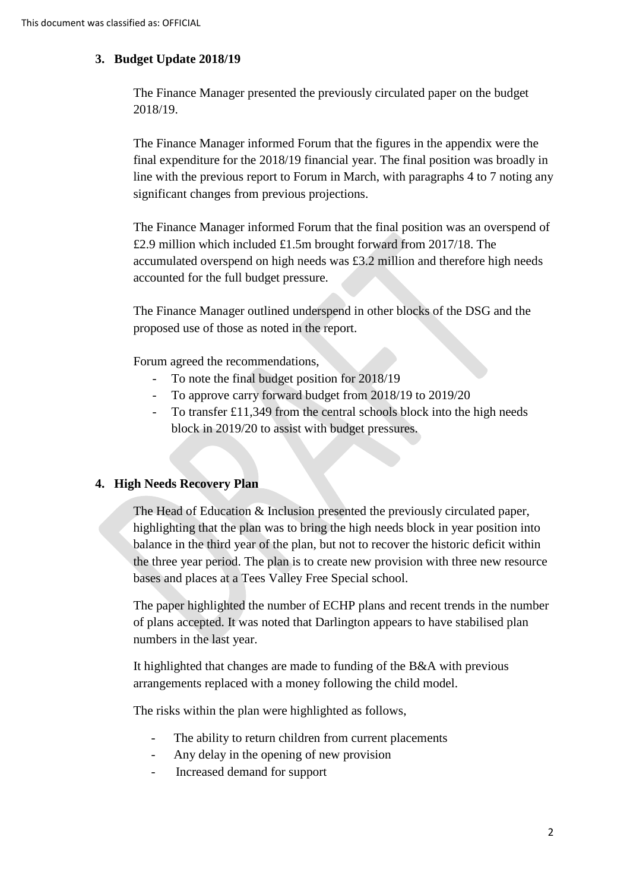## 3. Budget Update 2018/19

The Finance Manager presented the previously circulated paper on the budget 2018/19.

The Finance Manager informed Forum that the figures in the appendix were the final expenditure for the 2018/19 financial year. The final position was broadly in line with the previous report to Forum in March, with paragraphs 4 to 7 noting any significant changes from previous projections.

The Finance Manager informed Forum that the final position was an overspend of £2.9 million which included £1.5m brought forward from 2017/18. The accumulated overspend on high needs was £3.2 million and therefore high needs accounted for the full budget pressure.

The Finance Manager outlined underspend in other blocks of the DSG and the proposed use of those as noted in the report.

Forum agreed the recommendations,

- To note the final budget position for 2018/19
- To approve carry forward budget from 2018/19 to 2019/20
- To transfer £11,349 from the central schools block into the high needs block in 2019/20 to assist with budget pressures.

## 4. High Needs Recovery Plan

The Head of Education & Inclusion presented the previously circulated paper, highlighting that the plan was to bring the high needs block in year position into balance in the third year of the plan, but not to recover the historic deficit within the three year period. The plan is to create new provision with three new resource bases and places at a Tees Valley Free Special school.

The paper highlighted the number of ECHP plans and recent trends in the number of plans accepted. It was noted that Darlington appears to have stabilised plan numbers in the last year.

It highlighted that changes are made to funding of the B&A with previous arrangements replaced with a money following the child model.

The risks within the plan were highlighted as follows,

- The ability to return children from current placements
- Any delay in the opening of new provision
- Increased demand for support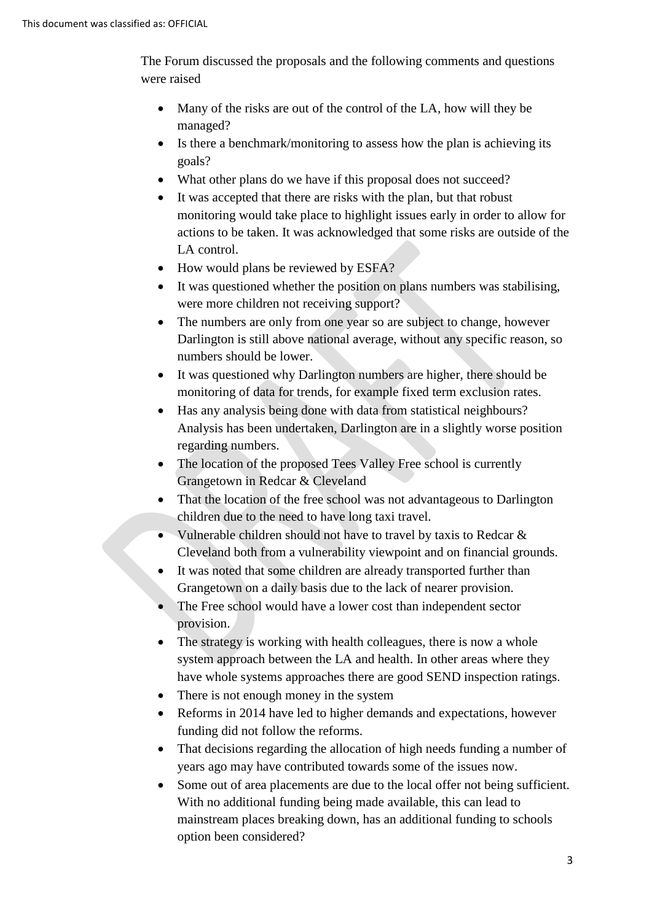The Forum discussed the proposals and the following comments and questions were raised

- Many of the risks are out of the control of the LA, how will they be managed?
- Is there a benchmark/monitoring to assess how the plan is achieving its goals?
- What other plans do we have if this proposal does not succeed?
- It was accepted that there are risks with the plan, but that robust monitoring would take place to highlight issues early in order to allow for actions to be taken. It was acknowledged that some risks are outside of the LA control.
- How would plans be reviewed by ESFA?
- It was questioned whether the position on plans numbers was stabilising, were more children not receiving support?
- The numbers are only from one year so are subject to change, however Darlington is still above national average, without any specific reason, so numbers should be lower.
- It was questioned why Darlington numbers are higher, there should be monitoring of data for trends, for example fixed term exclusion rates.
- Has any analysis being done with data from statistical neighbours? Analysis has been undertaken, Darlington are in a slightly worse position regarding numbers.
- The location of the proposed Tees Valley Free school is currently Grangetown in Redcar & Cleveland
- That the location of the free school was not advantageous to Darlington children due to the need to have long taxi travel.
- Vulnerable children should not have to travel by taxis to Redcar & Cleveland both from a vulnerability viewpoint and on financial grounds.
- It was noted that some children are already transported further than Grangetown on a daily basis due to the lack of nearer provision.
- The Free school would have a lower cost than independent sector provision.
- The strategy is working with health colleagues, there is now a whole system approach between the LA and health. In other areas where they have whole systems approaches there are good SEND inspection ratings.
- There is not enough money in the system
- Reforms in 2014 have led to higher demands and expectations, however funding did not follow the reforms.
- That decisions regarding the allocation of high needs funding a number of years ago may have contributed towards some of the issues now.
- Some out of area placements are due to the local offer not being sufficient. With no additional funding being made available, this can lead to mainstream places breaking down, has an additional funding to schools option been considered?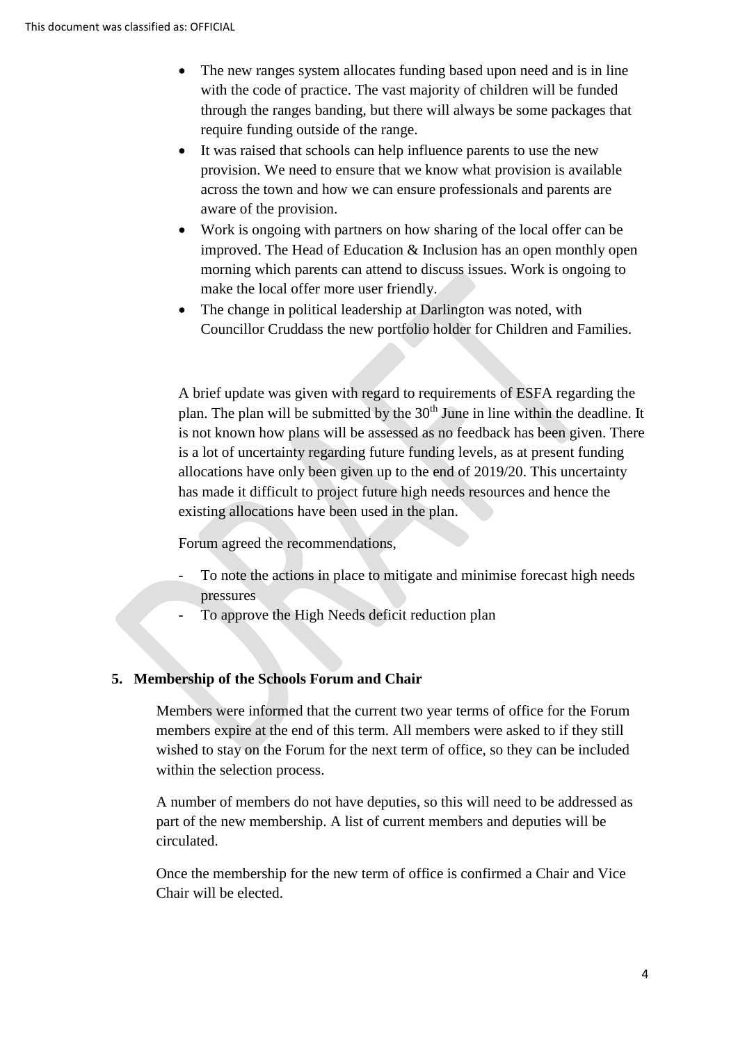- The new ranges system allocates funding based upon need and is in line with the code of practice. The vast majority of children will be funded through the ranges banding, but there will always be some packages that require funding outside of the range.
- It was raised that schools can help influence parents to use the new provision. We need to ensure that we know what provision is available across the town and how we can ensure professionals and parents are aware of the provision.
- Work is ongoing with partners on how sharing of the local offer can be improved. The Head of Education & Inclusion has an open monthly open morning which parents can attend to discuss issues. Work is ongoing to make the local offer more user friendly.
- The change in political leadership at Darlington was noted, with Councillor Cruddass the new portfolio holder for Children and Families.

A brief update was given with regard to requirements of ESFA regarding the plan. The plan will be submitted by the 30th June in line within the deadline. It is not known how plans will be assessed as no feedback has been given. There is a lot of uncertainty regarding future funding levels, as at present funding allocations have only been given up to the end of 2019/20. This uncertainty has made it difficult to project future high needs resources and hence the existing allocations have been used in the plan.

Forum agreed the recommendations,

- To note the actions in place to mitigate and minimise forecast high needs pressures
- To approve the High Needs deficit reduction plan

## 5. Membership of the Schools Forum and Chair

Members were informed that the current two year terms of office for the Forum members expire at the end of this term. All members were asked to if they still wished to stay on the Forum for the next term of office, so they can be included within the selection process.

A number of members do not have deputies, so this will need to be addressed as part of the new membership. A list of current members and deputies will be circulated.

Once the membership for the new term of office is confirmed a Chair and Vice Chair will be elected.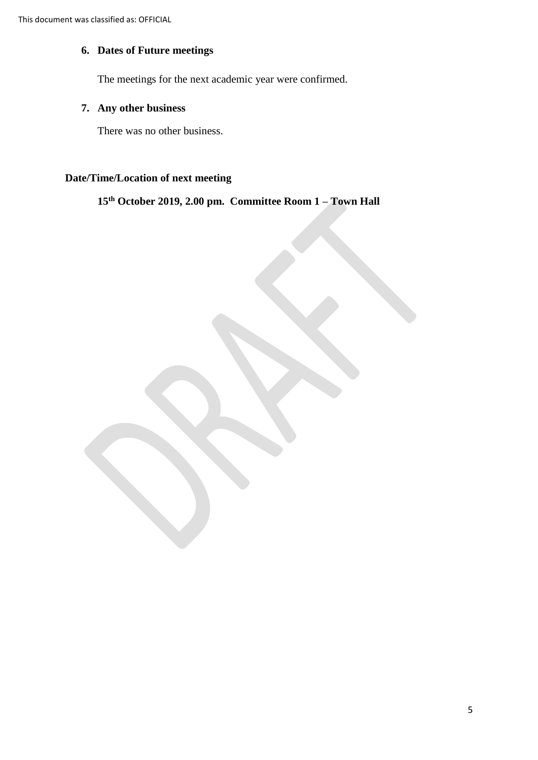**6. Dates of Future meetings**

The meetings for the next academic year were confirmed.

**7. Any other business**

There was no other business.

**Date/Time/Location of next meeting**

**15th October 2019, 2.00 pm. Committee Room 1 – Town Hall**